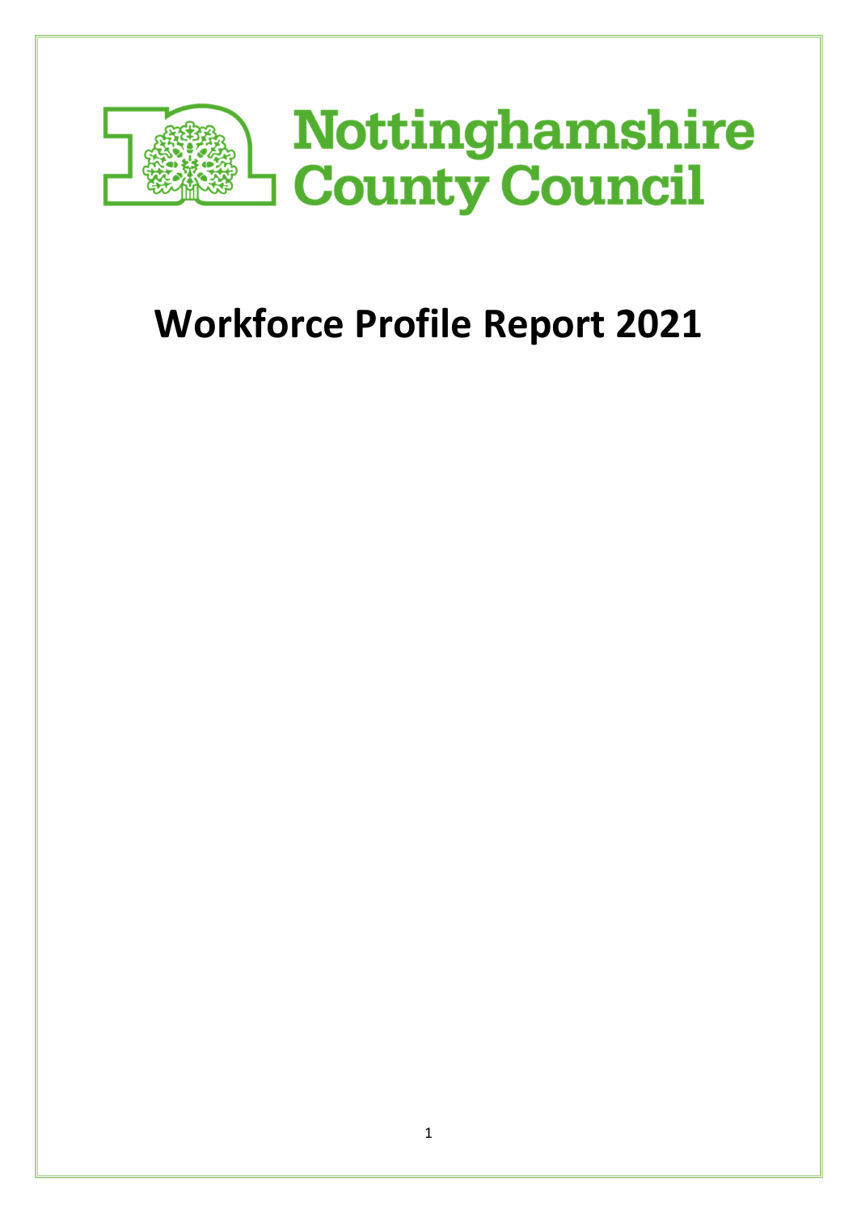Nottinghamshire County Council

# Workforce Profile Report 2021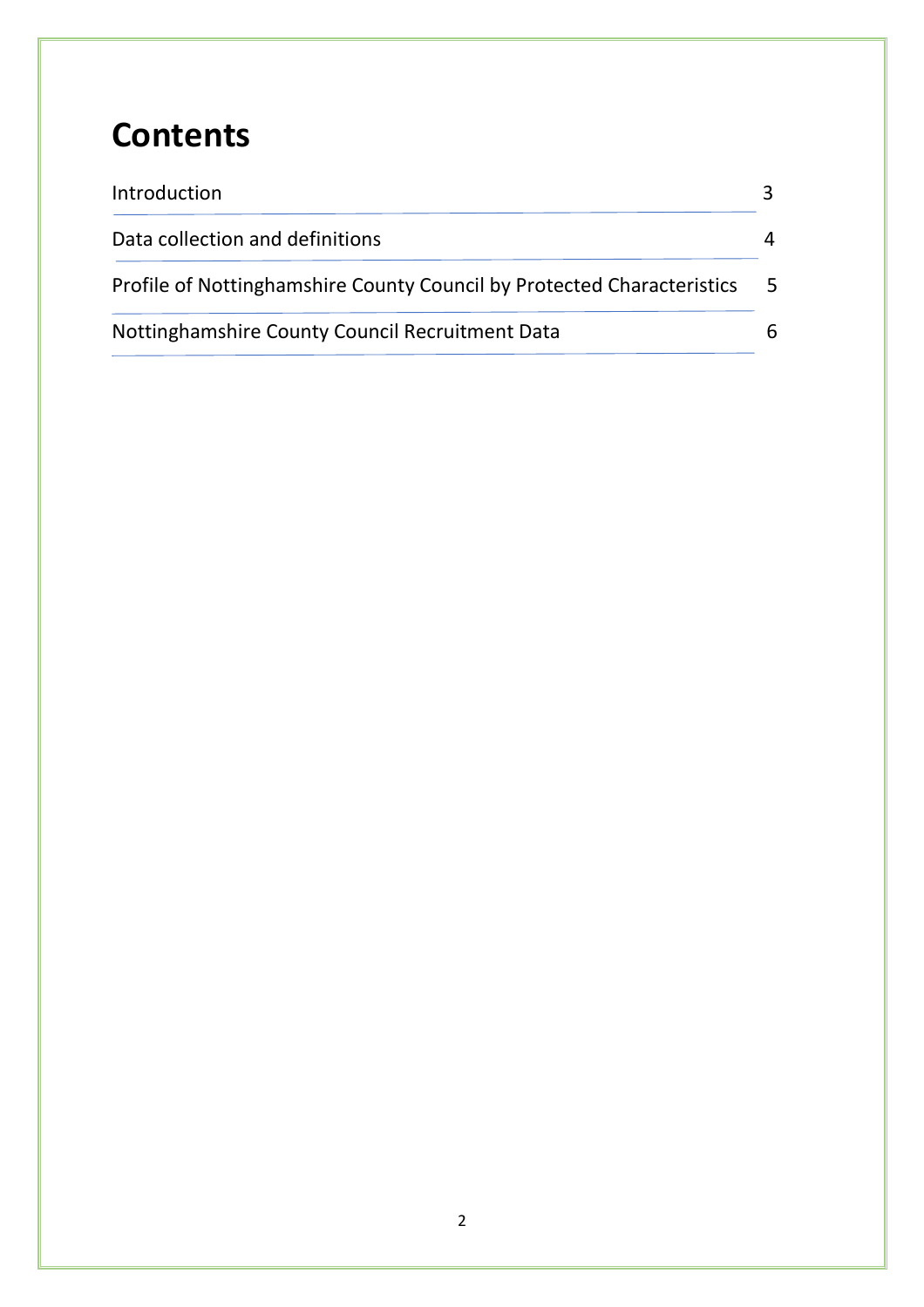# Contents

| | |
|---|---|
| Introduction | 3 |
| Data collection and definitions | 4 |
| Profile of Nottinghamshire County Council by Protected Characteristics | 5 |
| Nottinghamshire County Council Recruitment Data | 6 |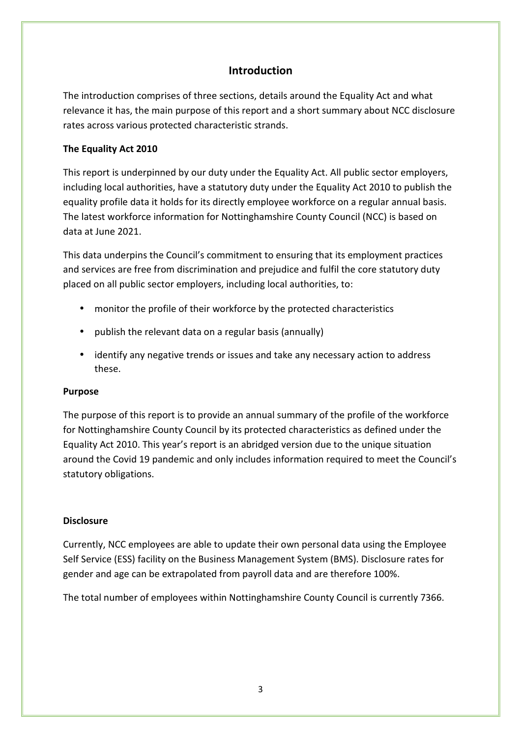# Introduction

The introduction comprises of three sections, details around the Equality Act and what relevance it has, the main purpose of this report and a short summary about NCC disclosure rates across various protected characteristic strands.

**The Equality Act 2010**

This report is underpinned by our duty under the Equality Act. All public sector employers, including local authorities, have a statutory duty under the Equality Act 2010 to publish the equality profile data it holds for its directly employee workforce on a regular annual basis. The latest workforce information for Nottinghamshire County Council (NCC) is based on data at June 2021.

This data underpins the Council's commitment to ensuring that its employment practices and services are free from discrimination and prejudice and fulfil the core statutory duty placed on all public sector employers, including local authorities, to:

- monitor the profile of their workforce by the protected characteristics
- publish the relevant data on a regular basis (annually)
- identify any negative trends or issues and take any necessary action to address these.

**Purpose**

The purpose of this report is to provide an annual summary of the profile of the workforce for Nottinghamshire County Council by its protected characteristics as defined under the Equality Act 2010. This year's report is an abridged version due to the unique situation around the Covid 19 pandemic and only includes information required to meet the Council's statutory obligations.

**Disclosure**

Currently, NCC employees are able to update their own personal data using the Employee Self Service (ESS) facility on the Business Management System (BMS). Disclosure rates for gender and age can be extrapolated from payroll data and are therefore 100%.

The total number of employees within Nottinghamshire County Council is currently 7366.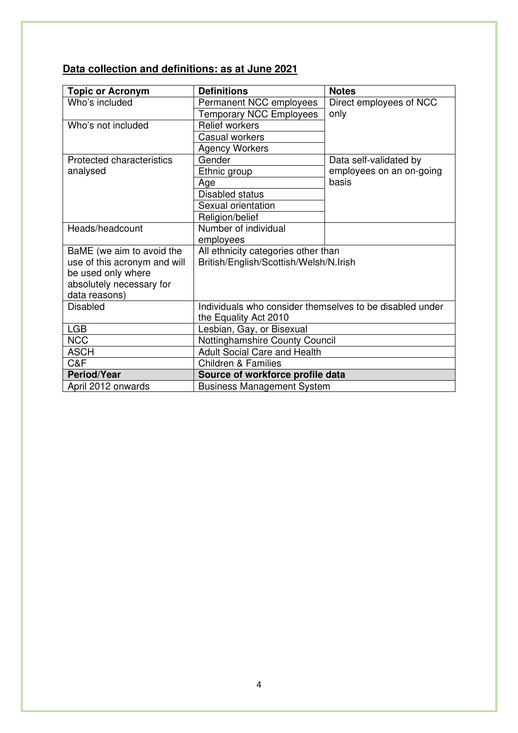## **Data collection and definitions: as at June 2021**

| Topic or Acronym | Definitions | Notes |
|---|---|---|
| Who's included | Permanent NCC employees | Direct employees of NCC only |
| | Temporary NCC Employees | |
| Who's not included | Relief workers | |
| | Casual workers | |
| | Agency Workers | |
| Protected characteristics analysed | Gender | Data self-validated by employees on an on-going basis |
| | Ethnic group | |
| | Age | |
| | Disabled status | |
| | Sexual orientation | |
| | Religion/belief | |
| Heads/headcount | Number of individual employees | |
| BaME (we aim to avoid the use of this acronym and will be used only where absolutely necessary for data reasons) | All ethnicity categories other than British/English/Scottish/Welsh/N.Irish | |
| Disabled | Individuals who consider themselves to be disabled under the Equality Act 2010 | |
| LGB | Lesbian, Gay, or Bisexual | |
| NCC | Nottinghamshire County Council | |
| ASCH | Adult Social Care and Health | |
| C&F | Children & Families | |
| **Period/Year** | **Source of workforce profile data** | |
| April 2012 onwards | Business Management System | |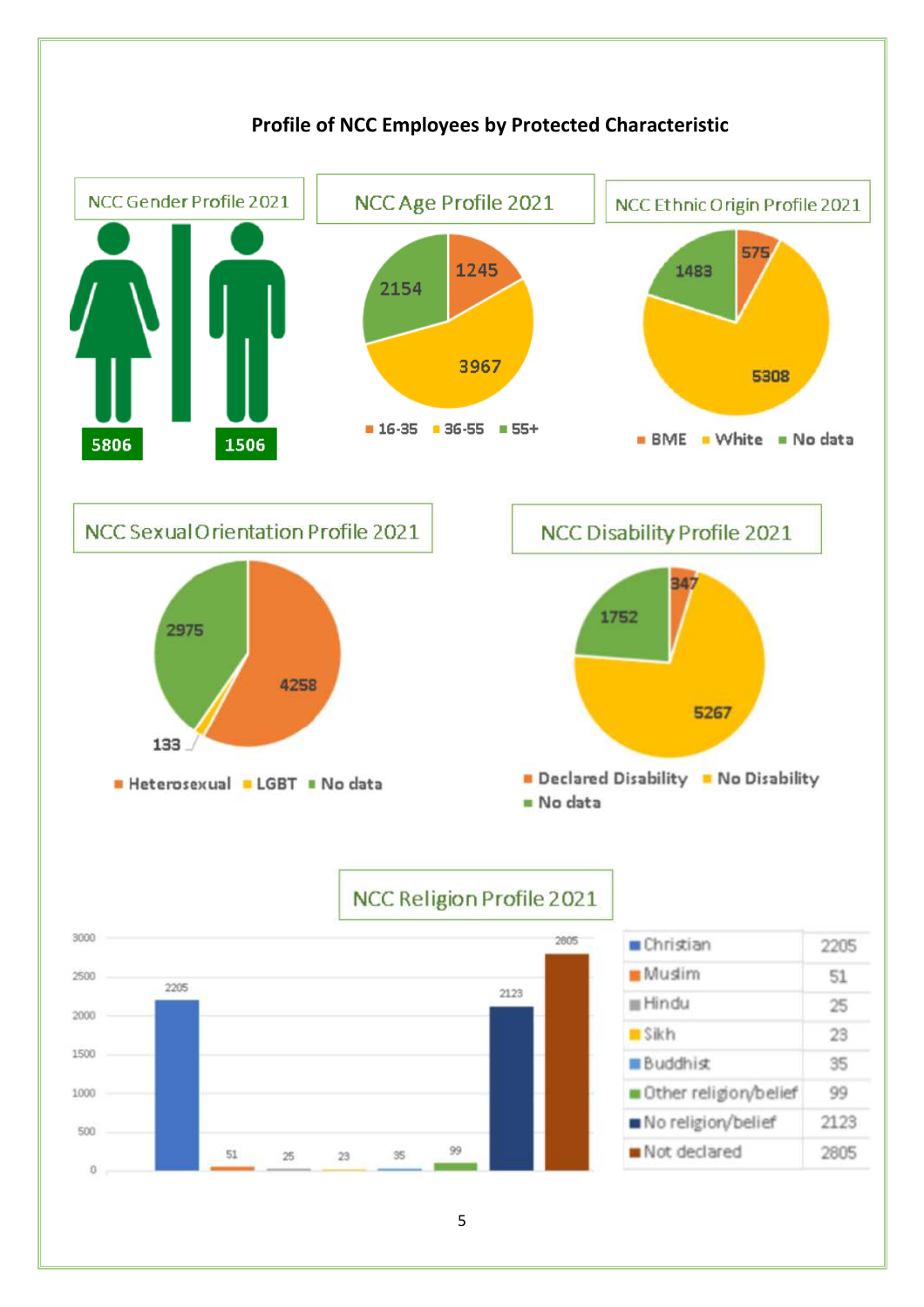**Profile of NCC Employees by Protected Characteristic**

NCC Gender Profile 2021

| Female | Male |
|---|---|
| 5806 | 1506 |

NCC Age Profile 2021

| 16-35 | 36-55 | 55+ |
|---|---|---|
| 1245 | 3967 | 2154 |

NCC Ethnic Origin Profile 2021

| BME | White | No data |
|---|---|---|
| 575 | 5308 | 1483 |

NCC Sexual Orientation Profile 2021

| Heterosexual | LGBT | No data |
|---|---|---|
| 4258 | 133 | 2975 |

NCC Disability Profile 2021

| Declared Disability | No Disability | No data |
|---|---|---|
| 347 | 5267 | 1752 |

NCC Religion Profile 2021

| Religion | Number |
|---|---|
| Christian | 2205 |
| Muslim | 51 |
| Hindu | 25 |
| Sikh | 23 |
| Buddhist | 35 |
| Other religion/belief | 99 |
| No religion/belief | 2123 |
| Not declared | 2805 |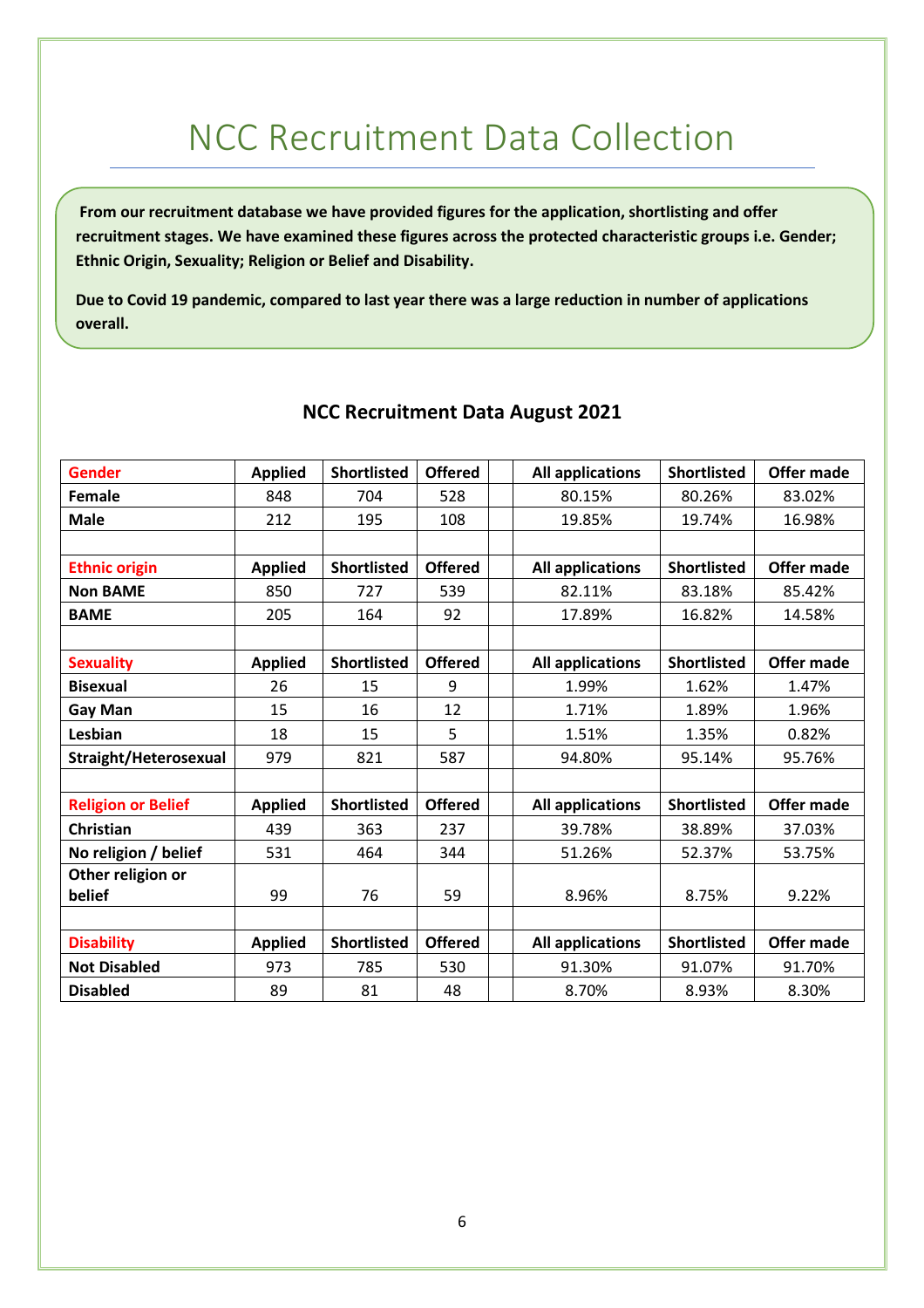# NCC Recruitment Data Collection

**From our recruitment database we have provided figures for the application, shortlisting and offer recruitment stages. We have examined these figures across the protected characteristic groups i.e. Gender; Ethnic Origin, Sexuality; Religion or Belief and Disability.**

**Due to Covid 19 pandemic, compared to last year there was a large reduction in number of applications overall.**

## NCC Recruitment Data August 2021

| Gender | Applied | Shortlisted | Offered | | All applications | Shortlisted | Offer made |
|---|---|---|---|---|---|---|---|
| **Female** | 848 | 704 | 528 | | 80.15% | 80.26% | 83.02% |
| **Male** | 212 | 195 | 108 | | 19.85% | 19.74% | 16.98% |
| | | | | | | | |
| **Ethnic origin** | **Applied** | **Shortlisted** | **Offered** | | **All applications** | **Shortlisted** | **Offer made** |
| **Non BAME** | 850 | 727 | 539 | | 82.11% | 83.18% | 85.42% |
| **BAME** | 205 | 164 | 92 | | 17.89% | 16.82% | 14.58% |
| | | | | | | | |
| **Sexuality** | **Applied** | **Shortlisted** | **Offered** | | **All applications** | **Shortlisted** | **Offer made** |
| **Bisexual** | 26 | 15 | 9 | | 1.99% | 1.62% | 1.47% |
| **Gay Man** | 15 | 16 | 12 | | 1.71% | 1.89% | 1.96% |
| **Lesbian** | 18 | 15 | 5 | | 1.51% | 1.35% | 0.82% |
| **Straight/Heterosexual** | 979 | 821 | 587 | | 94.80% | 95.14% | 95.76% |
| | | | | | | | |
| **Religion or Belief** | **Applied** | **Shortlisted** | **Offered** | | **All applications** | **Shortlisted** | **Offer made** |
| **Christian** | 439 | 363 | 237 | | 39.78% | 38.89% | 37.03% |
| **No religion / belief** | 531 | 464 | 344 | | 51.26% | 52.37% | 53.75% |
| **Other religion or belief** | 99 | 76 | 59 | | 8.96% | 8.75% | 9.22% |
| | | | | | | | |
| **Disability** | **Applied** | **Shortlisted** | **Offered** | | **All applications** | **Shortlisted** | **Offer made** |
| **Not Disabled** | 973 | 785 | 530 | | 91.30% | 91.07% | 91.70% |
| **Disabled** | 89 | 81 | 48 | | 8.70% | 8.93% | 8.30% |